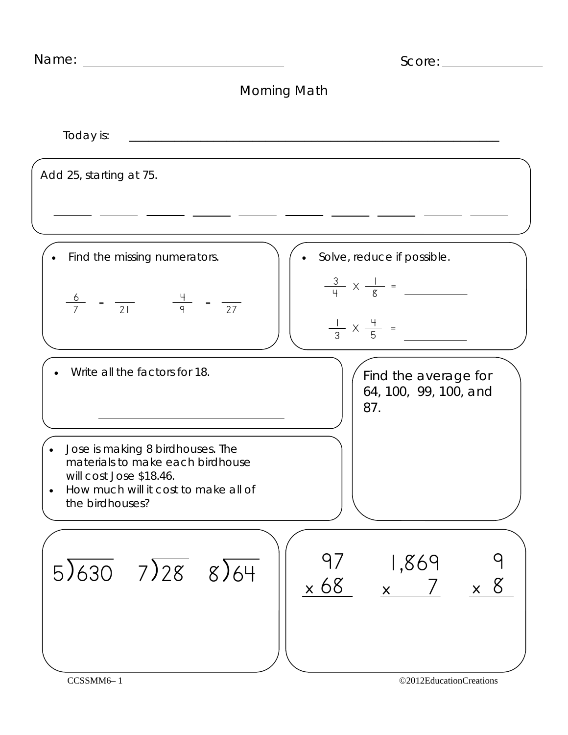Name: ______________________ Score: ____________

# Morning Math

Today is: ________________________________________________

Add 25, starting at 75.

_____ _____ _____ _____ _____ _____ _____ _____ _____ _____

- Find the missing numerators.

$\frac{6}{7} = \frac{\phantom{0}}{21}$ $\frac{4}{9} = \frac{\phantom{0}}{27}$

- Solve, reduce if possible.

$\frac{3}{4} \times \frac{1}{8} =$ __________

$\frac{1}{3} \times \frac{4}{5} =$ __________

- Write all the factors for 18.

______________________________

Find the average for 64, 100, 99, 100, and 87.

- Jose is making 8 birdhouses. The materials to make each birdhouse will cost Jose $18.46.
- How much will it cost to make all of the birdhouses?

$5\overline{)630}$ $7\overline{)28}$ $8\overline{)64}$

$$\begin{array}{r} 97 \\ \times\ 68 \\ \hline \end{array} \qquad \begin{array}{r} 1{,}869 \\ \times\ \ \ \ \ 7 \\ \hline \end{array} \qquad \begin{array}{r} 9 \\ \times\ 8 \\ \hline \end{array}$$

CCSSMM6– 1 ©2012EducationCreations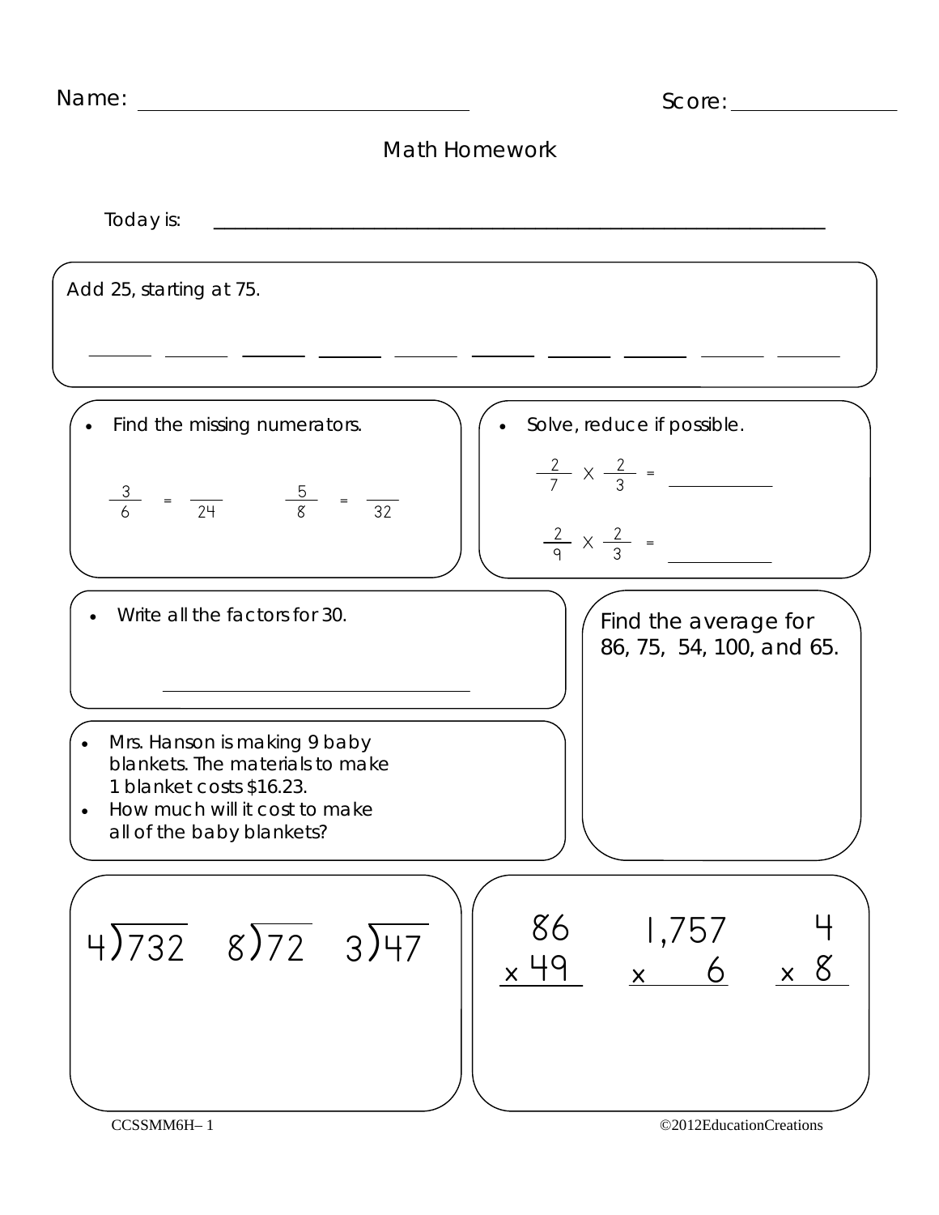Name: ______________________________ Score: _______________

# Math Homework

Today is: ________________________________________________________________

Add 25, starting at 75.

______ ______ ______ ______ ______ ______ ______ ______ ______ ______

- Find the missing numerators.

$\frac{3}{6} = \frac{\quad}{24}$ $\frac{5}{8} = \frac{\quad}{32}$

- Solve, reduce if possible.

$\frac{2}{7} \times \frac{2}{3} =$ ____________

$\frac{2}{9} \times \frac{2}{3} =$ ____________

- Write all the factors for 30.

______________________________

Find the average for 86, 75, 54, 100, and 65.

- Mrs. Hanson is making 9 baby blankets. The materials to make 1 blanket costs $16.23.
- How much will it cost to make all of the baby blankets?

$4\overline{)732}$ $8\overline{)72}$ $3\overline{)47}$

$$\begin{array}{r} 86 \\ \times\ 49 \\ \hline \end{array} \qquad \begin{array}{r} 1{,}757 \\ \times\ \ \ \ 6 \\ \hline \end{array} \qquad \begin{array}{r} 4 \\ \times\ 8 \\ \hline \end{array}$$

CCSSMM6H– 1 ©2012EducationCreations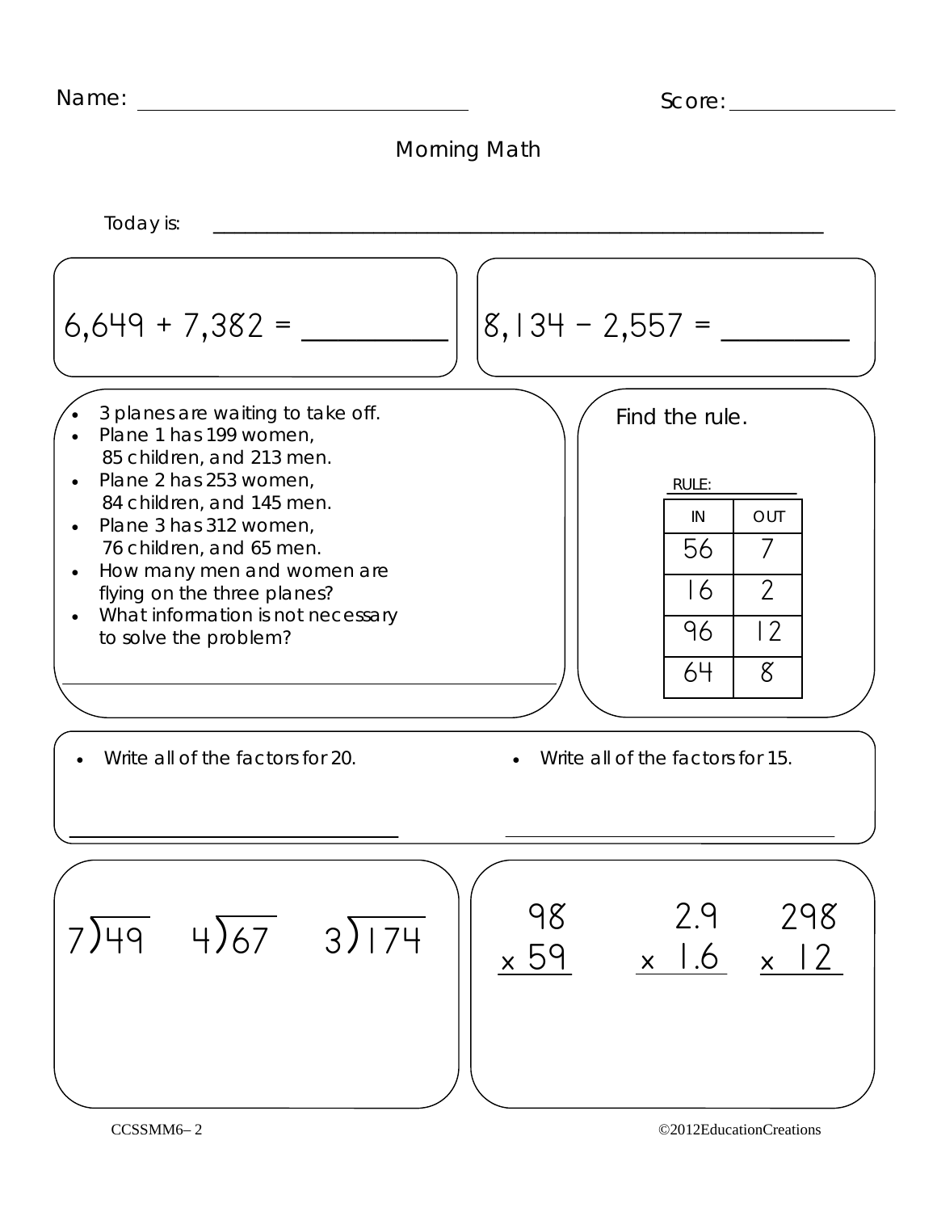Name: ____________________ Score: ____________

# Morning Math

Today is: ______________________________________________

$6,649 + 7,382 =$ ________

$8,134 - 2,557 =$ ________

- 3 planes are waiting to take off.
- Plane 1 has 199 women, 85 children, and 213 men.
- Plane 2 has 253 women, 84 children, and 145 men.
- Plane 3 has 312 women, 76 children, and 65 men.
- How many men and women are flying on the three planes?
- What information is not necessary to solve the problem?

______________________________________________

Find the rule.

RULE: ________

| IN | OUT |
| --- | --- |
| 56 | 7 |
| 16 | 2 |
| 96 | 12 |
| 64 | 8 |

- Write all of the factors for 20.

______________________________

- Write all of the factors for 15.

______________________________

$7\overline{)49}$ $4\overline{)67}$ $3\overline{)174}$

$$\begin{array}{r} 98 \\ \times\ 59 \\ \hline \end{array} \qquad \begin{array}{r} 2.9 \\ \times\ 1.6 \\ \hline \end{array} \qquad \begin{array}{r} 298 \\ \times\ 12 \\ \hline \end{array}$$

CCSSMM6– 2 ©2012EducationCreations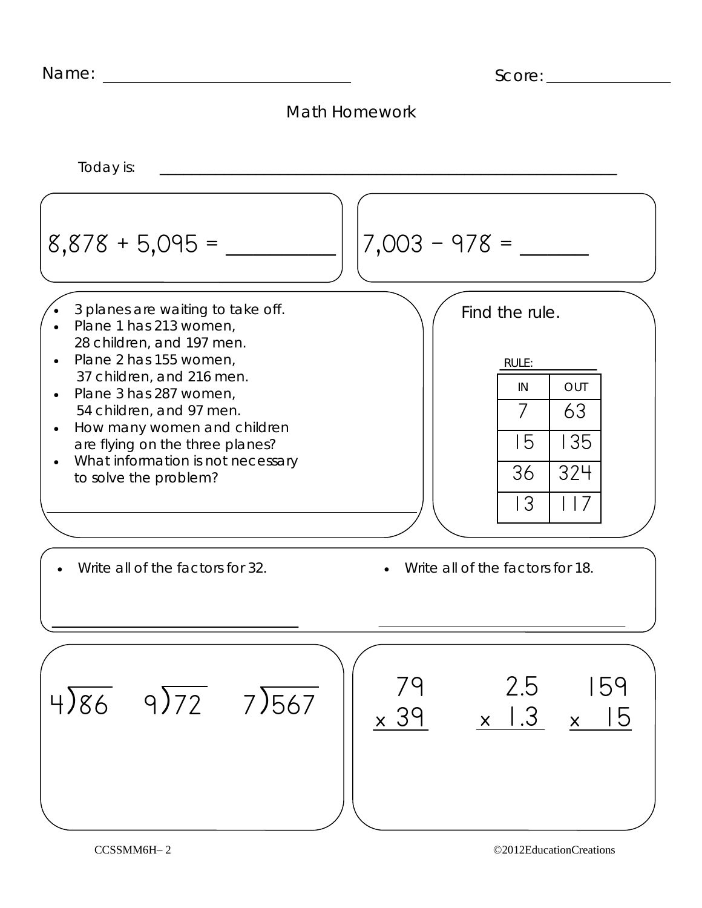Name: ______________________________ Score: ______________

# Math Homework

Today is: ____________________________________________________________

$8,878 + 5,095 =$ __________

$7,003 - 978 =$ ______

- 3 planes are waiting to take off.
- Plane 1 has 213 women, 28 children, and 197 men.
- Plane 2 has 155 women, 37 children, and 216 men.
- Plane 3 has 287 women, 54 children, and 97 men.
- How many women and children are flying on the three planes?
- What information is not necessary to solve the problem?

________________________________________

Find the rule.

RULE: ________

| IN | OUT |
| --- | --- |
| 7 | 63 |
| 15 | 135 |
| 36 | 324 |
| 13 | 117 |

- Write all of the factors for 32.

________________________________

- Write all of the factors for 18.

________________________________

$4\overline{)86}$ $9\overline{)72}$ $7\overline{)567}$

$$\begin{array}{r} 79 \\ \times\ 39 \\ \hline \end{array} \qquad \begin{array}{r} 2.5 \\ \times\ 1.3 \\ \hline \end{array} \qquad \begin{array}{r} 159 \\ \times\ 15 \\ \hline \end{array}$$

CCSSMM6H– 2 ©2012EducationCreations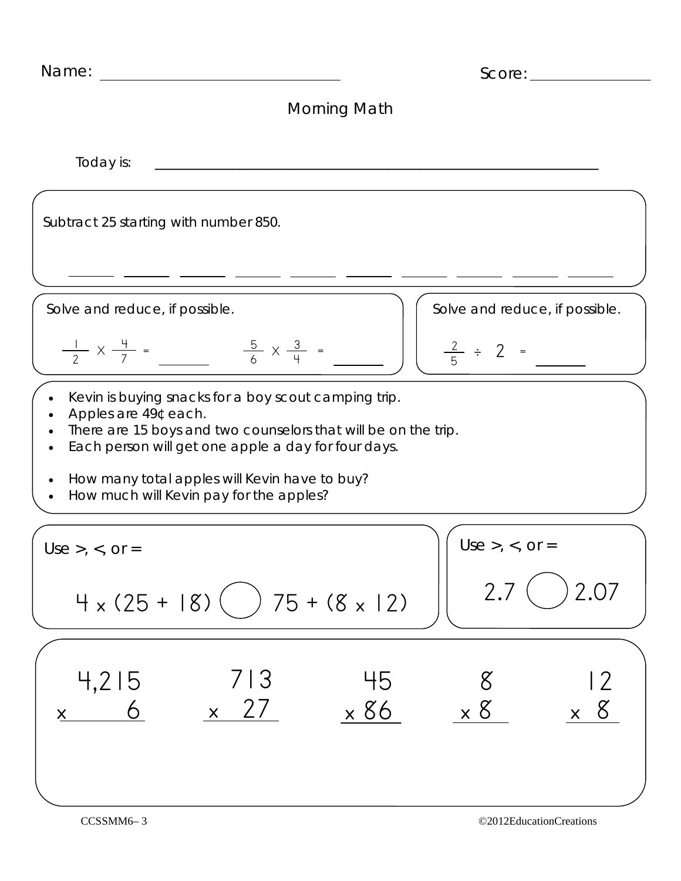Name: ______________________ Score: ____________

# Morning Math

Today is: ________________________________________________

Subtract 25 starting with number 850.

_____ _____ _____ _____ _____ _____ _____ _____ _____ _____

Solve and reduce, if possible.

$\frac{1}{2} \times \frac{4}{7} =$ _______ $\frac{5}{6} \times \frac{3}{4} =$ _______

Solve and reduce, if possible.

$\frac{2}{5} \div 2 =$ _______

- Kevin is buying snacks for a boy scout camping trip.
- Apples are 49¢ each.
- There are 15 boys and two counselors that will be on the trip.
- Each person will get one apple a day for four days.

- How many total apples will Kevin have to buy?
- How much will Kevin pay for the apples?

Use >, <, or =

$4 \times (25 + 18) \bigcirc 75 + (8 \times 12)$

Use >, <, or =

$2.7 \bigcirc 2.07$

$$\begin{array}{r} 4{,}215 \\ \times \quad 6 \\ \hline \end{array} \qquad \begin{array}{r} 713 \\ \times \; 27 \\ \hline \end{array} \qquad \begin{array}{r} 45 \\ \times \; 86 \\ \hline \end{array} \qquad \begin{array}{r} 8 \\ \times \; 8 \\ \hline \end{array} \qquad \begin{array}{r} 12 \\ \times \; 8 \\ \hline \end{array}$$

CCSSMM6– 3 ©2012EducationCreations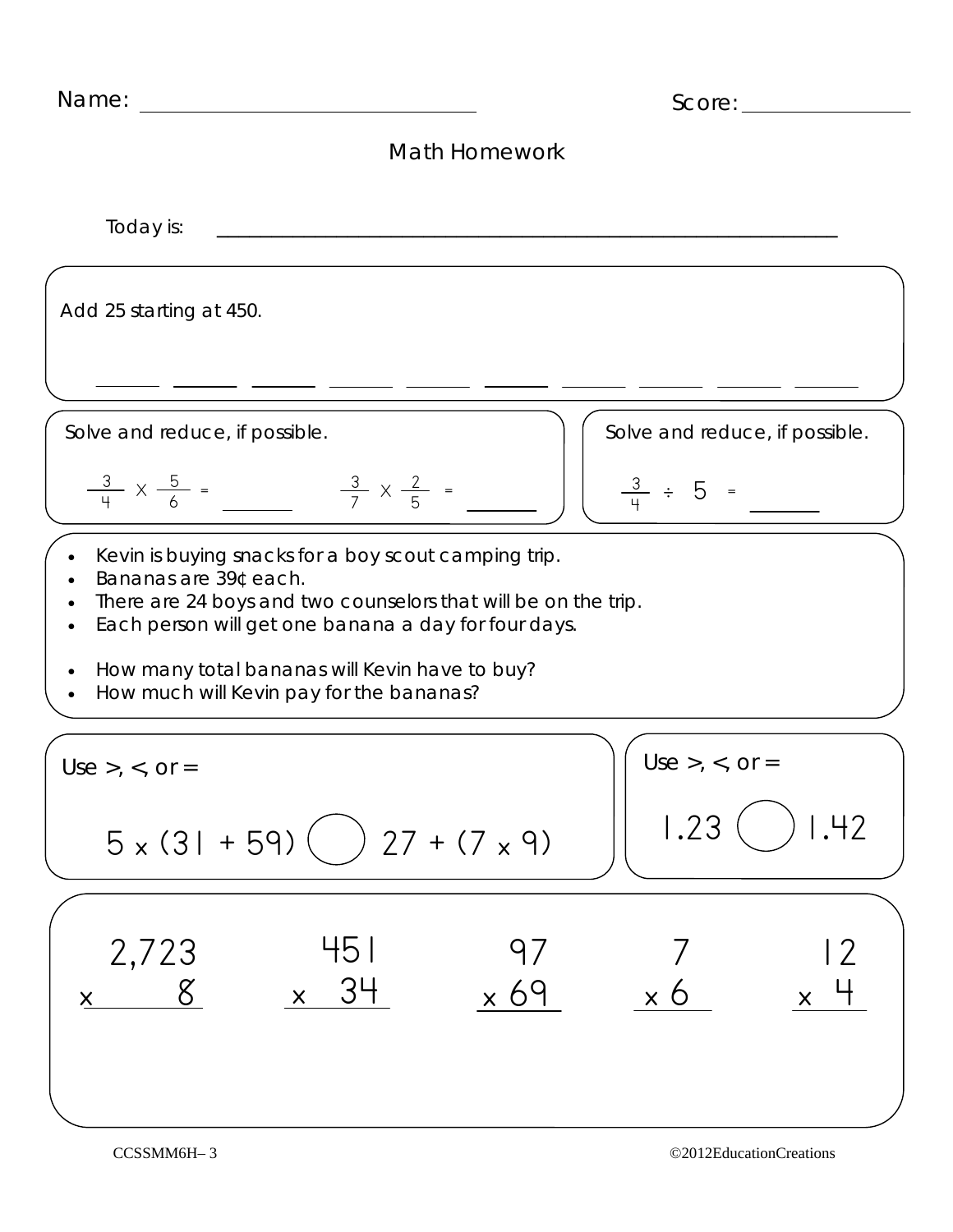Name: ______________________ Score: ____________

# Math Homework

Today is: ________________________________________________

Add 25 starting at 450.

_____ _____ _____ _____ _____ _____ _____ _____ _____ _____

Solve and reduce, if possible.

$\frac{3}{4} \times \frac{5}{6} =$ ______  $\frac{3}{7} \times \frac{2}{5} =$ ______

Solve and reduce, if possible.

$\frac{3}{4} \div 5 =$ ______

- Kevin is buying snacks for a boy scout camping trip.
- Bananas are 39¢ each.
- There are 24 boys and two counselors that will be on the trip.
- Each person will get one banana a day for four days.

- How many total bananas will Kevin have to buy?
- How much will Kevin pay for the bananas?

Use >, <, or =

$5 \times (31 + 59)$ ◯ $27 + (7 \times 9)$

Use >, <, or =

1.23 ◯ 1.42

$$\begin{array}{r} 2{,}723 \\ \times \quad 8 \\ \hline \end{array} \qquad \begin{array}{r} 451 \\ \times \; 34 \\ \hline \end{array} \qquad \begin{array}{r} 97 \\ \times 69 \\ \hline \end{array} \qquad \begin{array}{r} 7 \\ \times 6 \\ \hline \end{array} \qquad \begin{array}{r} 12 \\ \times \; 4 \\ \hline \end{array}$$

CCSSMM6H– 3 ©2012EducationCreations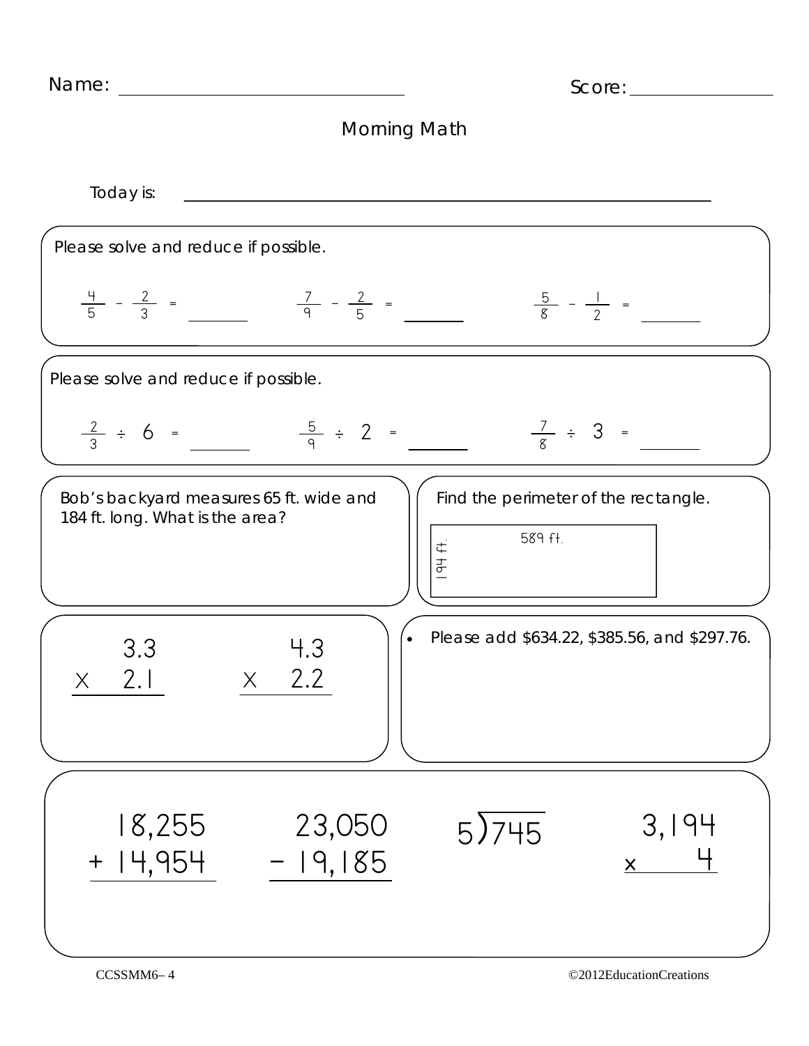Name: ______________________________ Score: ______________

# Morning Math

Today is: ____________________________________________________________

Please solve and reduce if possible.

$\frac{4}{5} - \frac{2}{3} =$ ________ $\frac{7}{9} - \frac{2}{5} =$ ________ $\frac{5}{8} - \frac{1}{2} =$ ________

Please solve and reduce if possible.

$\frac{2}{3} \div 6 =$ ________ $\frac{5}{9} \div 2 =$ ________ $\frac{7}{8} \div 3 =$ ________

Bob's backyard measures 65 ft. wide and 184 ft. long. What is the area?

Find the perimeter of the rectangle.

589 ft. (length), 194 ft. (width)

$$\begin{array}{r} 3.3 \\ \times \; 2.1 \\ \hline \end{array} \qquad \begin{array}{r} 4.3 \\ \times \; 2.2 \\ \hline \end{array}$$

- Please add \$634.22, \$385.56, and \$297.76.

$$\begin{array}{r} 18{,}255 \\ +\; 14{,}954 \\ \hline \end{array} \qquad \begin{array}{r} 23{,}050 \\ -\; 19{,}185 \\ \hline \end{array} \qquad 5\overline{)745} \qquad \begin{array}{r} 3{,}194 \\ \times \quad 4 \\ \hline \end{array}$$

CCSSMM6– 4 ©2012EducationCreations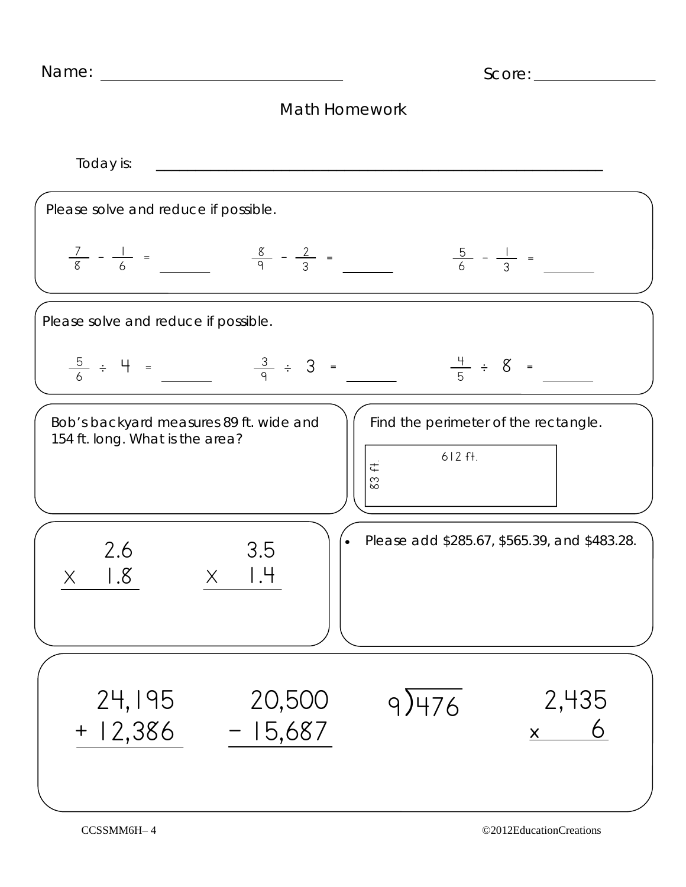Name: ______________________________ Score: ______________

# Math Homework

Today is: ____________________________________________________________

Please solve and reduce if possible.

$\frac{7}{8} - \frac{1}{6} =$ ________ $\frac{8}{9} - \frac{2}{3} =$ ________ $\frac{5}{6} - \frac{1}{3} =$ ________

Please solve and reduce if possible.

$\frac{5}{6} \div 4 =$ ________ $\frac{3}{9} \div 3 =$ ________ $\frac{4}{5} \div 8 =$ ________

Bob's backyard measures 89 ft. wide and 154 ft. long. What is the area?

Find the perimeter of the rectangle.

(Rectangle: 612 ft. by 83 ft.)

$$\begin{array}{r} 2.6 \\ \times \quad 1.8 \\ \hline \end{array} \qquad \begin{array}{r} 3.5 \\ \times \quad 1.4 \\ \hline \end{array}$$

- Please add $285.67, $565.39, and $483.28.

$$\begin{array}{r} 24,195 \\ +\ 12,386 \\ \hline \end{array} \qquad \begin{array}{r} 20,500 \\ -\ 15,687 \\ \hline \end{array} \qquad 9\overline{)476} \qquad \begin{array}{r} 2,435 \\ \times \quad 6 \\ \hline \end{array}$$

CCSSMM6H– 4 ©2012EducationCreations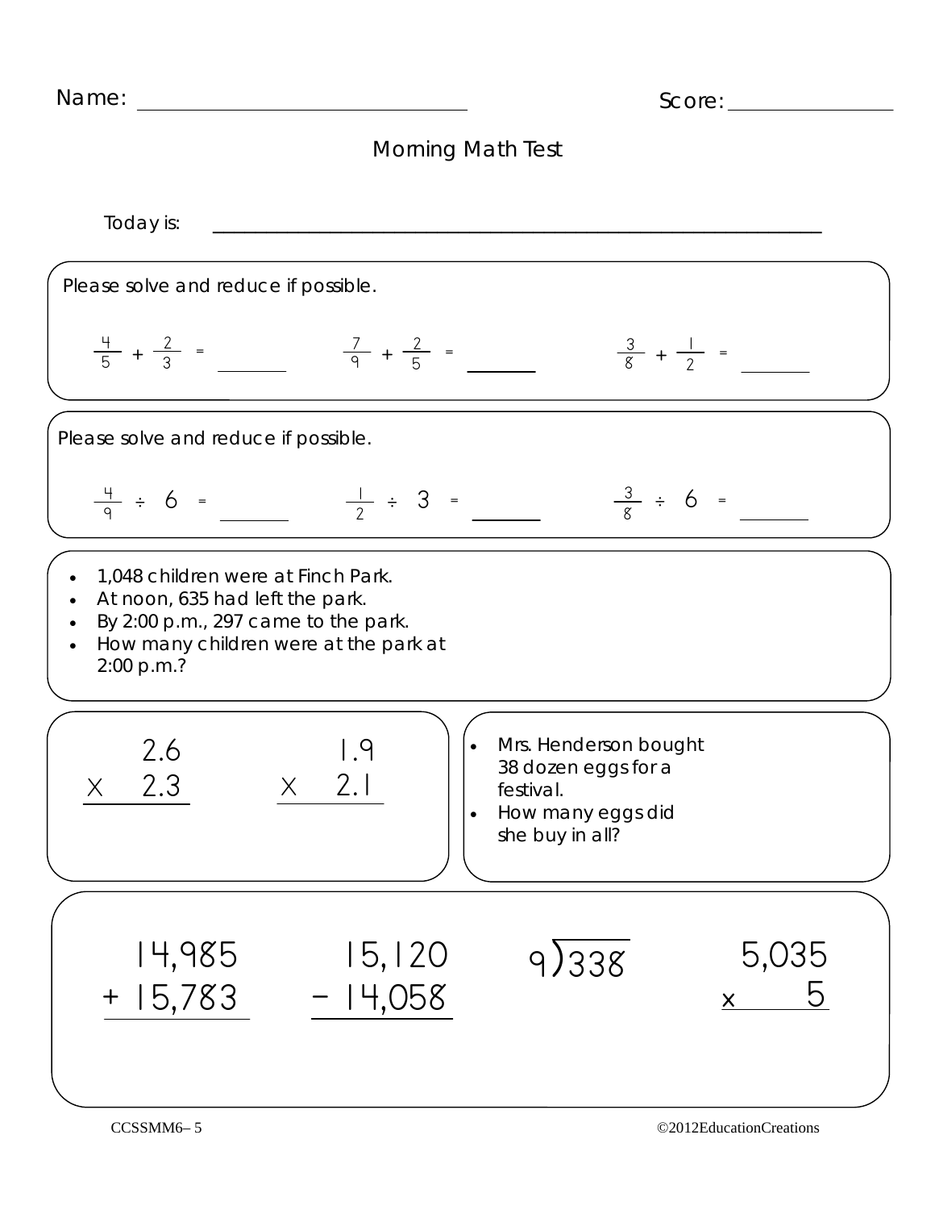Name: ______________________ Score: ____________

# Morning Math Test

Today is: ________________________________________________

Please solve and reduce if possible.

$\frac{4}{5} + \frac{2}{3} =$ ______ $\frac{7}{9} + \frac{2}{5} =$ ______ $\frac{3}{8} + \frac{1}{2} =$ ______

Please solve and reduce if possible.

$\frac{4}{9} \div 6 =$ ______ $\frac{1}{2} \div 3 =$ ______ $\frac{3}{8} \div 6 =$ ______

- 1,048 children were at Finch Park.
- At noon, 635 had left the park.
- By 2:00 p.m., 297 came to the park.
- How many children were at the park at 2:00 p.m.?

$$\begin{array}{r} 2.6 \\ \times \ 2.3 \\ \hline \end{array} \qquad \begin{array}{r} 1.9 \\ \times \ 2.1 \\ \hline \end{array}$$

- Mrs. Henderson bought 38 dozen eggs for a festival.
- How many eggs did she buy in all?

$$\begin{array}{r} 14{,}985 \\ +\ 15{,}783 \\ \hline \end{array} \qquad \begin{array}{r} 15{,}120 \\ -\ 14{,}058 \\ \hline \end{array} \qquad 9\overline{)338} \qquad \begin{array}{r} 5{,}035 \\ \times \quad 5 \\ \hline \end{array}$$

CCSSMM6– 5 ©2012EducationCreations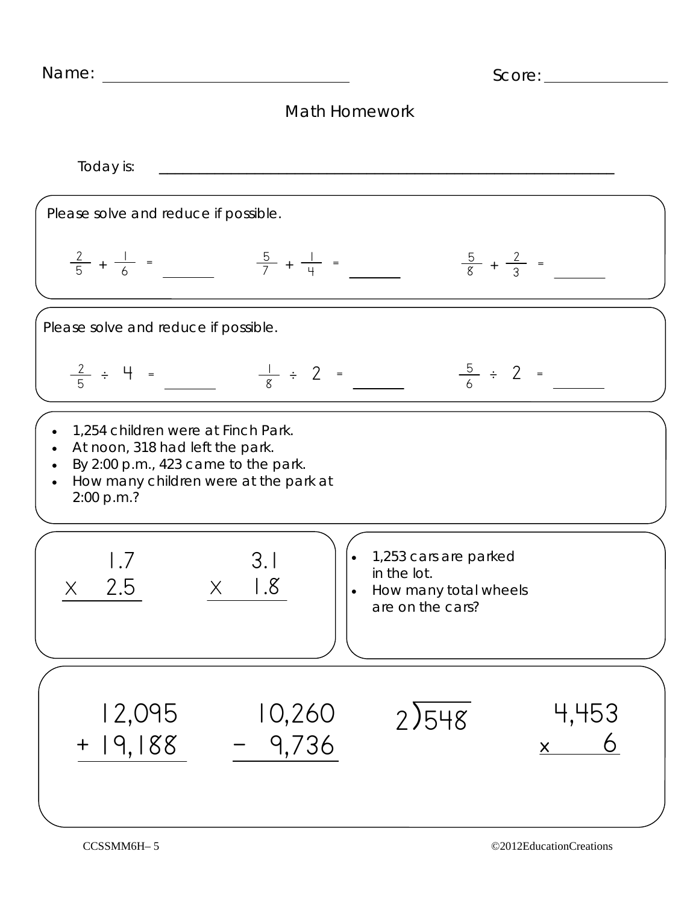Name: ______________________________ Score: ______________

# Math Homework

Today is: ____________________________________________________________

Please solve and reduce if possible.

$\frac{2}{5} + \frac{1}{6} =$ ______ $\frac{5}{7} + \frac{1}{4} =$ ______ $\frac{5}{8} + \frac{2}{3} =$ ______

Please solve and reduce if possible.

$\frac{2}{5} \div 4 =$ ______ $\frac{1}{8} \div 2 =$ ______ $\frac{5}{6} \div 2 =$ ______

- 1,254 children were at Finch Park.
- At noon, 318 had left the park.
- By 2:00 p.m., 423 came to the park.
- How many children were at the park at 2:00 p.m.?

$$\begin{array}{r} 1.7 \\ \times \quad 2.5 \\ \hline \end{array} \qquad \begin{array}{r} 3.1 \\ \times \quad 1.8 \\ \hline \end{array}$$

- 1,253 cars are parked in the lot.
- How many total wheels are on the cars?

$$\begin{array}{r} 12{,}095 \\ +\ 19{,}188 \\ \hline \end{array} \qquad \begin{array}{r} 10{,}260 \\ -\ 9{,}736 \\ \hline \end{array} \qquad 2\overline{)548} \qquad \begin{array}{r} 4{,}453 \\ \times \quad 6 \\ \hline \end{array}$$

CCSSMM6H– 5 ©2012EducationCreations